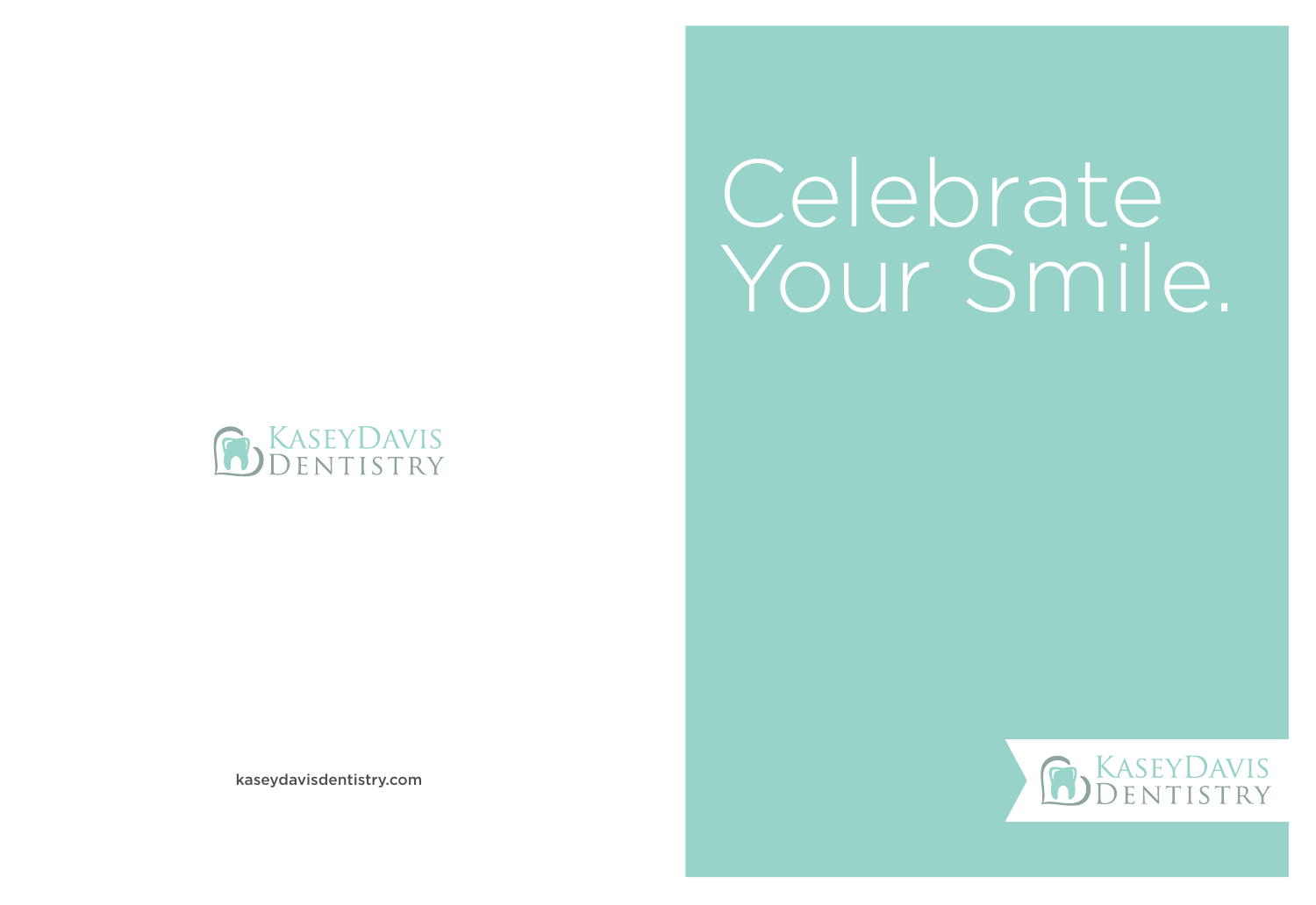KaseyDavis
Dentistry

kaseydavisdentistry.com

# Celebrate Your Smile.

KaseyDavis
Dentistry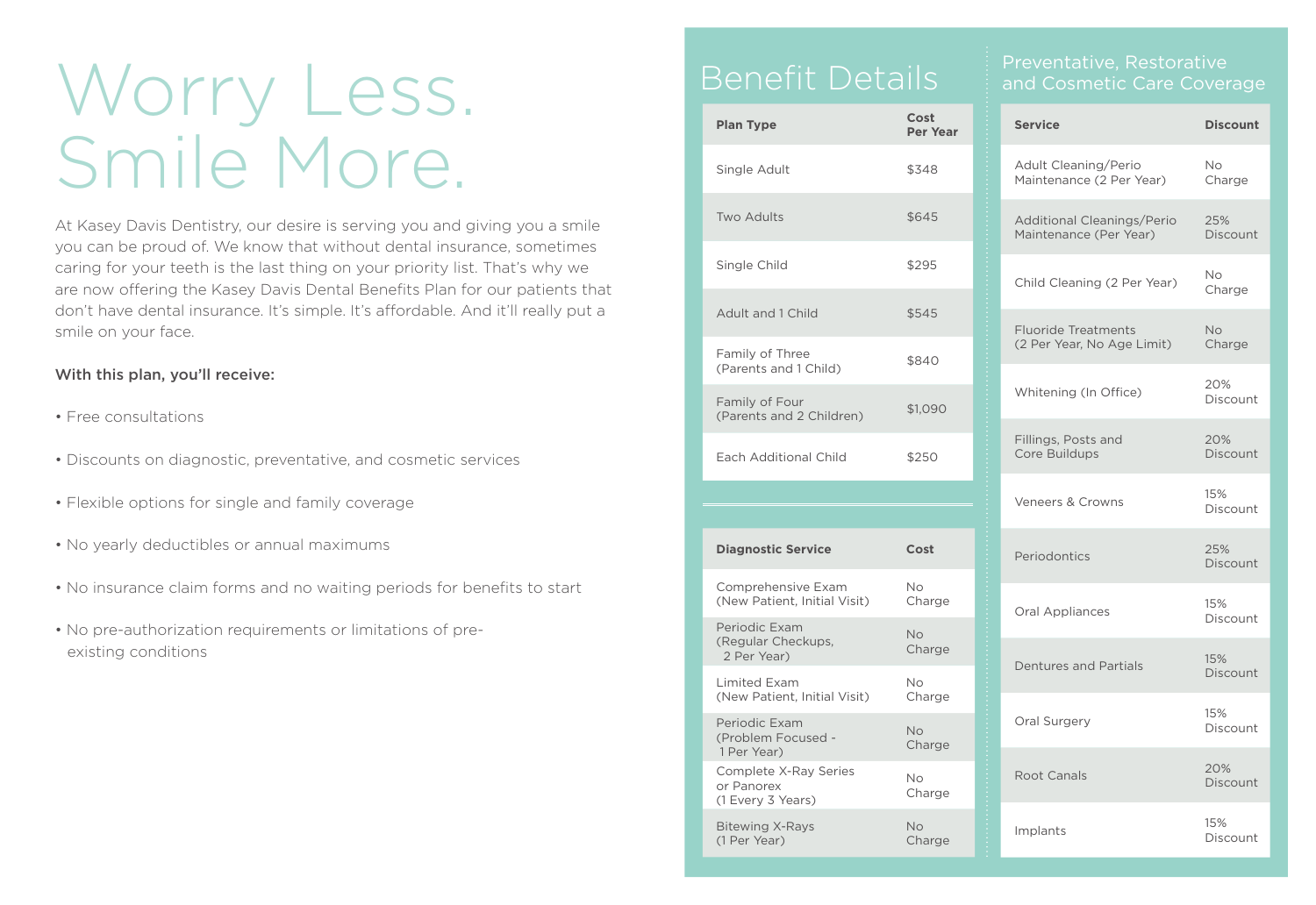# Worry Less. Smile More.

At Kasey Davis Dentistry, our desire is serving you and giving you a smile you can be proud of. We know that without dental insurance, sometimes caring for your teeth is the last thing on your priority list. That's why we are now offering the Kasey Davis Dental Benefits Plan for our patients that don't have dental insurance. It's simple. It's affordable. And it'll really put a smile on your face.

**With this plan, you'll receive:**

- Free consultations
- Discounts on diagnostic, preventative, and cosmetic services
- Flexible options for single and family coverage
- No yearly deductibles or annual maximums
- No insurance claim forms and no waiting periods for benefits to start
- No pre-authorization requirements or limitations of pre-existing conditions

## Benefit Details

| Plan Type | Cost Per Year |
|---|---|
| Single Adult | $348 |
| Two Adults | $645 |
| Single Child | $295 |
| Adult and 1 Child | $545 |
| Family of Three (Parents and 1 Child) | $840 |
| Family of Four (Parents and 2 Children) | $1,090 |
| Each Additional Child | $250 |

| Diagnostic Service | Cost |
|---|---|
| Comprehensive Exam (New Patient, Initial Visit) | No Charge |
| Periodic Exam (Regular Checkups, 2 Per Year) | No Charge |
| Limited Exam (New Patient, Initial Visit) | No Charge |
| Periodic Exam (Problem Focused - 1 Per Year) | No Charge |
| Complete X-Ray Series or Panorex (1 Every 3 Years) | No Charge |
| Bitewing X-Rays (1 Per Year) | No Charge |

## Preventative, Restorative and Cosmetic Care Coverage

| Service | Discount |
|---|---|
| Adult Cleaning/Perio Maintenance (2 Per Year) | No Charge |
| Additional Cleanings/Perio Maintenance (Per Year) | 25% Discount |
| Child Cleaning (2 Per Year) | No Charge |
| Fluoride Treatments (2 Per Year, No Age Limit) | No Charge |
| Whitening (In Office) | 20% Discount |
| Fillings, Posts and Core Buildups | 20% Discount |
| Veneers & Crowns | 15% Discount |
| Periodontics | 25% Discount |
| Oral Appliances | 15% Discount |
| Dentures and Partials | 15% Discount |
| Oral Surgery | 15% Discount |
| Root Canals | 20% Discount |
| Implants | 15% Discount |